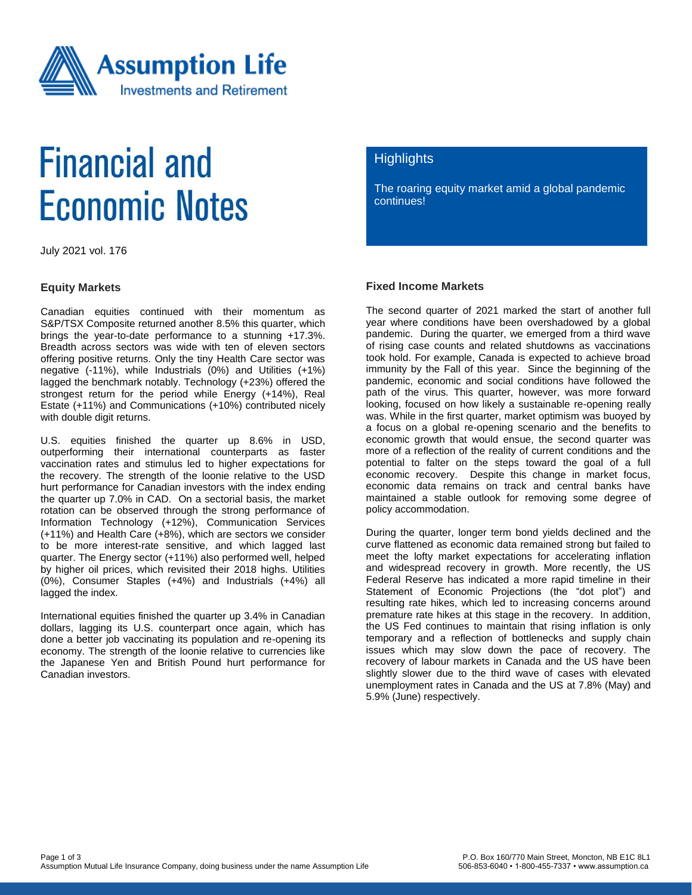# Financial and Economic Notes

July 2021 vol. 176

## Highlights

The roaring equity market amid a global pandemic continues!

## Equity Markets

Canadian equities continued with their momentum as S&P/TSX Composite returned another 8.5% this quarter, which brings the year-to-date performance to a stunning +17.3%. Breadth across sectors was wide with ten of eleven sectors offering positive returns. Only the tiny Health Care sector was negative (-11%), while Industrials (0%) and Utilities (+1%) lagged the benchmark notably. Technology (+23%) offered the strongest return for the period while Energy (+14%), Real Estate (+11%) and Communications (+10%) contributed nicely with double digit returns.

U.S. equities finished the quarter up 8.6% in USD, outperforming their international counterparts as faster vaccination rates and stimulus led to higher expectations for the recovery. The strength of the loonie relative to the USD hurt performance for Canadian investors with the index ending the quarter up 7.0% in CAD. On a sectorial basis, the market rotation can be observed through the strong performance of Information Technology (+12%), Communication Services (+11%) and Health Care (+8%), which are sectors we consider to be more interest-rate sensitive, and which lagged last quarter. The Energy sector (+11%) also performed well, helped by higher oil prices, which revisited their 2018 highs. Utilities (0%), Consumer Staples (+4%) and Industrials (+4%) all lagged the index.

International equities finished the quarter up 3.4% in Canadian dollars, lagging its U.S. counterpart once again, which has done a better job vaccinating its population and re-opening its economy. The strength of the loonie relative to currencies like the Japanese Yen and British Pound hurt performance for Canadian investors.

## Fixed Income Markets

The second quarter of 2021 marked the start of another full year where conditions have been overshadowed by a global pandemic. During the quarter, we emerged from a third wave of rising case counts and related shutdowns as vaccinations took hold. For example, Canada is expected to achieve broad immunity by the Fall of this year. Since the beginning of the pandemic, economic and social conditions have followed the path of the virus. This quarter, however, was more forward looking, focused on how likely a sustainable re-opening really was. While in the first quarter, market optimism was buoyed by a focus on a global re-opening scenario and the benefits to economic growth that would ensue, the second quarter was more of a reflection of the reality of current conditions and the potential to falter on the steps toward the goal of a full economic recovery. Despite this change in market focus, economic data remains on track and central banks have maintained a stable outlook for removing some degree of policy accommodation.

During the quarter, longer term bond yields declined and the curve flattened as economic data remained strong but failed to meet the lofty market expectations for accelerating inflation and widespread recovery in growth. More recently, the US Federal Reserve has indicated a more rapid timeline in their Statement of Economic Projections (the "dot plot") and resulting rate hikes, which led to increasing concerns around premature rate hikes at this stage in the recovery. In addition, the US Fed continues to maintain that rising inflation is only temporary and a reflection of bottlenecks and supply chain issues which may slow down the pace of recovery. The recovery of labour markets in Canada and the US have been slightly slower due to the third wave of cases with elevated unemployment rates in Canada and the US at 7.8% (May) and 5.9% (June) respectively.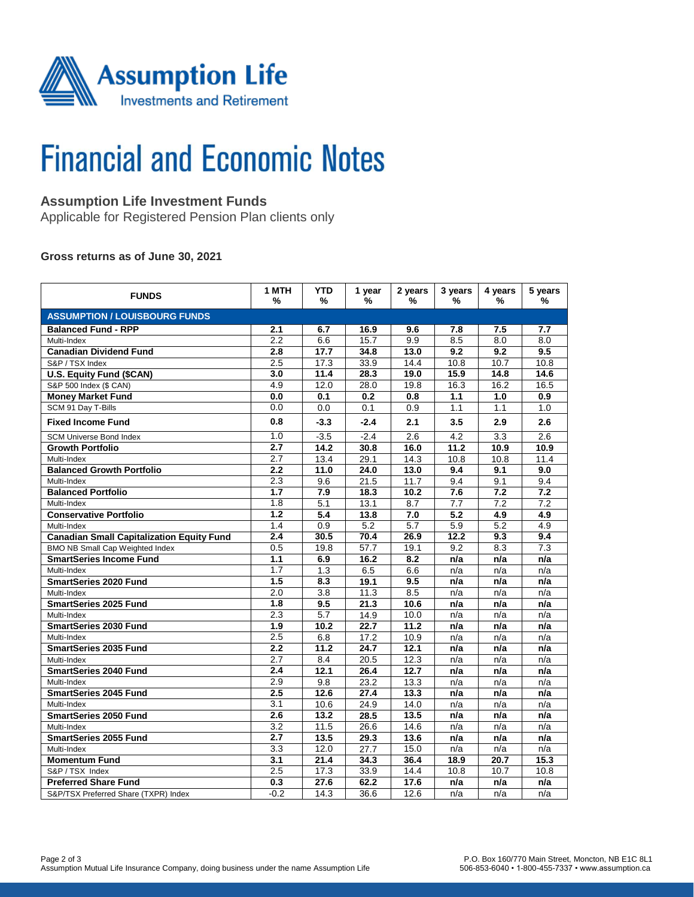# Financial and Economic Notes

## Assumption Life Investment Funds

Applicable for Registered Pension Plan clients only

**Gross returns as of June 30, 2021**

| FUNDS | 1 MTH % | YTD % | 1 year % | 2 years % | 3 years % | 4 years % | 5 years % |
|---|---|---|---|---|---|---|---|
| **ASSUMPTION / LOUISBOURG FUNDS** | | | | | | | |
| **Balanced Fund - RPP** | **2.1** | **6.7** | **16.9** | **9.6** | **7.8** | **7.5** | **7.7** |
| Multi-Index | 2.2 | 6.6 | 15.7 | 9.9 | 8.5 | 8.0 | 8.0 |
| **Canadian Dividend Fund** | **2.8** | **17.7** | **34.8** | **13.0** | **9.2** | **9.2** | **9.5** |
| S&P / TSX Index | 2.5 | 17.3 | 33.9 | 14.4 | 10.8 | 10.7 | 10.8 |
| **U.S. Equity Fund ($CAN)** | **3.0** | **11.4** | **28.3** | **19.0** | **15.9** | **14.8** | **14.6** |
| S&P 500 Index ($ CAN) | 4.9 | 12.0 | 28.0 | 19.8 | 16.3 | 16.2 | 16.5 |
| **Money Market Fund** | **0.0** | **0.1** | **0.2** | **0.8** | **1.1** | **1.0** | **0.9** |
| SCM 91 Day T-Bills | 0.0 | 0.0 | 0.1 | 0.9 | 1.1 | 1.1 | 1.0 |
| **Fixed Income Fund** | **0.8** | **-3.3** | **-2.4** | **2.1** | **3.5** | **2.9** | **2.6** |
| SCM Universe Bond Index | 1.0 | -3.5 | -2.4 | 2.6 | 4.2 | 3.3 | 2.6 |
| **Growth Portfolio** | **2.7** | **14.2** | **30.8** | **16.0** | **11.2** | **10.9** | **10.9** |
| Multi-Index | 2.7 | 13.4 | 29.1 | 14.3 | 10.8 | 10.8 | 11.4 |
| **Balanced Growth Portfolio** | **2.2** | **11.0** | **24.0** | **13.0** | **9.4** | **9.1** | **9.0** |
| Multi-Index | 2.3 | 9.6 | 21.5 | 11.7 | 9.4 | 9.1 | 9.4 |
| **Balanced Portfolio** | **1.7** | **7.9** | **18.3** | **10.2** | **7.6** | **7.2** | **7.2** |
| Multi-Index | 1.8 | 5.1 | 13.1 | 8.7 | 7.7 | 7.2 | 7.2 |
| **Conservative Portfolio** | **1.2** | **5.4** | **13.8** | **7.0** | **5.2** | **4.9** | **4.9** |
| Multi-Index | 1.4 | 0.9 | 5.2 | 5.7 | 5.9 | 5.2 | 4.9 |
| **Canadian Small Capitalization Equity Fund** | **2.4** | **30.5** | **70.4** | **26.9** | **12.2** | **9.3** | **9.4** |
| BMO NB Small Cap Weighted Index | 0.5 | 19.8 | 57.7 | 19.1 | 9.2 | 8.3 | 7.3 |
| **SmartSeries Income Fund** | **1.1** | **6.9** | **16.2** | **8.2** | **n/a** | **n/a** | **n/a** |
| Multi-Index | 1.7 | 1.3 | 6.5 | 6.6 | n/a | n/a | n/a |
| **SmartSeries 2020 Fund** | **1.5** | **8.3** | **19.1** | **9.5** | **n/a** | **n/a** | **n/a** |
| Multi-Index | 2.0 | 3.8 | 11.3 | 8.5 | n/a | n/a | n/a |
| **SmartSeries 2025 Fund** | **1.8** | **9.5** | **21.3** | **10.6** | **n/a** | **n/a** | **n/a** |
| Multi-Index | 2.3 | 5.7 | 14.9 | 10.0 | n/a | n/a | n/a |
| **SmartSeries 2030 Fund** | **1.9** | **10.2** | **22.7** | **11.2** | **n/a** | **n/a** | **n/a** |
| Multi-Index | 2.5 | 6.8 | 17.2 | 10.9 | n/a | n/a | n/a |
| **SmartSeries 2035 Fund** | **2.2** | **11.2** | **24.7** | **12.1** | **n/a** | **n/a** | **n/a** |
| Multi-Index | 2.7 | 8.4 | 20.5 | 12.3 | n/a | n/a | n/a |
| **SmartSeries 2040 Fund** | **2.4** | **12.1** | **26.4** | **12.7** | **n/a** | **n/a** | **n/a** |
| Multi-Index | 2.9 | 9.8 | 23.2 | 13.3 | n/a | n/a | n/a |
| **SmartSeries 2045 Fund** | **2.5** | **12.6** | **27.4** | **13.3** | **n/a** | **n/a** | **n/a** |
| Multi-Index | 3.1 | 10.6 | 24.9 | 14.0 | n/a | n/a | n/a |
| **SmartSeries 2050 Fund** | **2.6** | **13.2** | **28.5** | **13.5** | **n/a** | **n/a** | **n/a** |
| Multi-Index | 3.2 | 11.5 | 26.6 | 14.6 | n/a | n/a | n/a |
| **SmartSeries 2055 Fund** | **2.7** | **13.5** | **29.3** | **13.6** | **n/a** | **n/a** | **n/a** |
| Multi-Index | 3.3 | 12.0 | 27.7 | 15.0 | n/a | n/a | n/a |
| **Momentum Fund** | **3.1** | **21.4** | **34.3** | **36.4** | **18.9** | **20.7** | **15.3** |
| S&P / TSX Index | 2.5 | 17.3 | 33.9 | 14.4 | 10.8 | 10.7 | 10.8 |
| **Preferred Share Fund** | **0.3** | **27.6** | **62.2** | **17.6** | **n/a** | **n/a** | **n/a** |
| S&P/TSX Preferred Share (TXPR) Index | -0.2 | 14.3 | 36.6 | 12.6 | n/a | n/a | n/a |

Assumption Mutual Life Insurance Company, doing business under the name Assumption Life

P.O. Box 160/770 Main Street, Moncton, NB E1C 8L1
506-853-6040 • 1-800-455-7337 • www.assumption.ca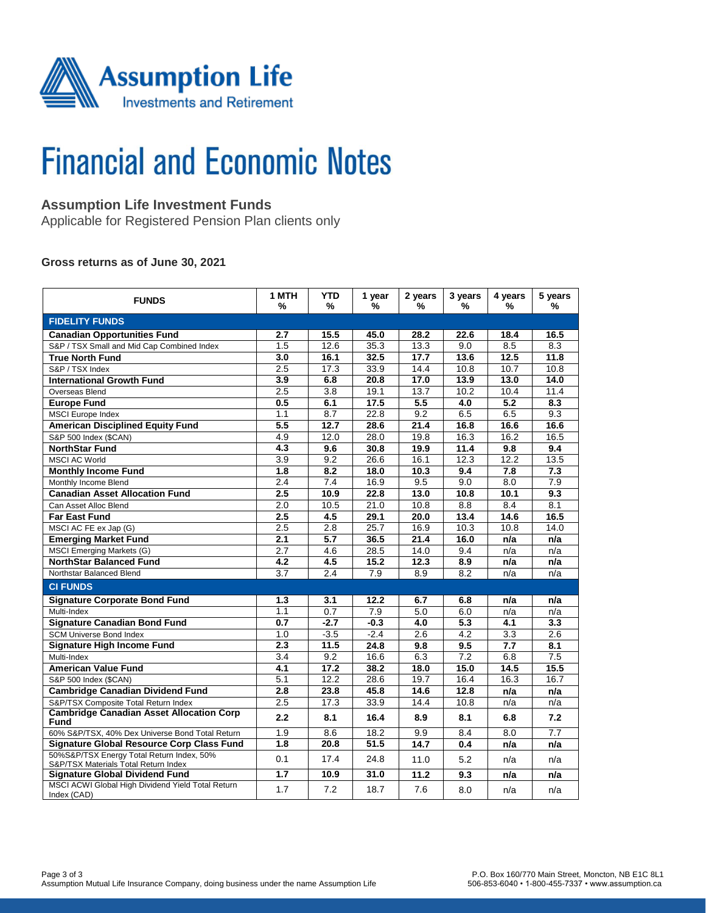# Financial and Economic Notes

## Assumption Life Investment Funds

Applicable for Registered Pension Plan clients only

### Gross returns as of June 30, 2021

| FUNDS | 1 MTH % | YTD % | 1 year % | 2 years % | 3 years % | 4 years % | 5 years % |
|---|---|---|---|---|---|---|---|
| **FIDELITY FUNDS** | | | | | | | |
| **Canadian Opportunities Fund** | **2.7** | **15.5** | **45.0** | **28.2** | **22.6** | **18.4** | **16.5** |
| S&P / TSX Small and Mid Cap Combined Index | 1.5 | 12.6 | 35.3 | 13.3 | 9.0 | 8.5 | 8.3 |
| **True North Fund** | **3.0** | **16.1** | **32.5** | **17.7** | **13.6** | **12.5** | **11.8** |
| S&P / TSX Index | 2.5 | 17.3 | 33.9 | 14.4 | 10.8 | 10.7 | 10.8 |
| **International Growth Fund** | **3.9** | **6.8** | **20.8** | **17.0** | **13.9** | **13.0** | **14.0** |
| Overseas Blend | 2.5 | 3.8 | 19.1 | 13.7 | 10.2 | 10.4 | 11.4 |
| **Europe Fund** | **0.5** | **6.1** | **17.5** | **5.5** | **4.0** | **5.2** | **8.3** |
| MSCI Europe Index | 1.1 | 8.7 | 22.8 | 9.2 | 6.5 | 6.5 | 9.3 |
| **American Disciplined Equity Fund** | **5.5** | **12.7** | **28.6** | **21.4** | **16.8** | **16.6** | **16.6** |
| S&P 500 Index ($CAN) | 4.9 | 12.0 | 28.0 | 19.8 | 16.3 | 16.2 | 16.5 |
| **NorthStar Fund** | **4.3** | **9.6** | **30.8** | **19.9** | **11.4** | **9.8** | **9.4** |
| MSCI AC World | 3.9 | 9.2 | 26.6 | 16.1 | 12.3 | 12.2 | 13.5 |
| **Monthly Income Fund** | **1.8** | **8.2** | **18.0** | **10.3** | **9.4** | **7.8** | **7.3** |
| Monthly Income Blend | 2.4 | 7.4 | 16.9 | 9.5 | 9.0 | 8.0 | 7.9 |
| **Canadian Asset Allocation Fund** | **2.5** | **10.9** | **22.8** | **13.0** | **10.8** | **10.1** | **9.3** |
| Can Asset Alloc Blend | 2.0 | 10.5 | 21.0 | 10.8 | 8.8 | 8.4 | 8.1 |
| **Far East Fund** | **2.5** | **4.5** | **29.1** | **20.0** | **13.4** | **14.6** | **16.5** |
| MSCI AC FE ex Jap (G) | 2.5 | 2.8 | 25.7 | 16.9 | 10.3 | 10.8 | 14.0 |
| **Emerging Market Fund** | **2.1** | **5.7** | **36.5** | **21.4** | **16.0** | **n/a** | **n/a** |
| MSCI Emerging Markets (G) | 2.7 | 4.6 | 28.5 | 14.0 | 9.4 | n/a | n/a |
| **NorthStar Balanced Fund** | **4.2** | **4.5** | **15.2** | **12.3** | **8.9** | **n/a** | **n/a** |
| Northstar Balanced Blend | 3.7 | 2.4 | 7.9 | 8.9 | 8.2 | n/a | n/a |
| **CI FUNDS** | | | | | | | |
| **Signature Corporate Bond Fund** | **1.3** | **3.1** | **12.2** | **6.7** | **6.8** | **n/a** | **n/a** |
| Multi-Index | 1.1 | 0.7 | 7.9 | 5.0 | 6.0 | n/a | n/a |
| **Signature Canadian Bond Fund** | **0.7** | **-2.7** | **-0.3** | **4.0** | **5.3** | **4.1** | **3.3** |
| SCM Universe Bond Index | 1.0 | -3.5 | -2.4 | 2.6 | 4.2 | 3.3 | 2.6 |
| **Signature High Income Fund** | **2.3** | **11.5** | **24.8** | **9.8** | **9.5** | **7.7** | **8.1** |
| Multi-Index | 3.4 | 9.2 | 16.6 | 6.3 | 7.2 | 6.8 | 7.5 |
| **American Value Fund** | **4.1** | **17.2** | **38.2** | **18.0** | **15.0** | **14.5** | **15.5** |
| S&P 500 Index ($CAN) | 5.1 | 12.2 | 28.6 | 19.7 | 16.4 | 16.3 | 16.7 |
| **Cambridge Canadian Dividend Fund** | **2.8** | **23.8** | **45.8** | **14.6** | **12.8** | **n/a** | **n/a** |
| S&P/TSX Composite Total Return Index | 2.5 | 17.3 | 33.9 | 14.4 | 10.8 | n/a | n/a |
| **Cambridge Canadian Asset Allocation Corp Fund** | **2.2** | **8.1** | **16.4** | **8.9** | **8.1** | **6.8** | **7.2** |
| 60% S&P/TSX, 40% Dex Universe Bond Total Return | 1.9 | 8.6 | 18.2 | 9.9 | 8.4 | 8.0 | 7.7 |
| **Signature Global Resource Corp Class Fund** | **1.8** | **20.8** | **51.5** | **14.7** | **0.4** | **n/a** | **n/a** |
| 50%S&P/TSX Energy Total Return Index, 50% S&P/TSX Materials Total Return Index | 0.1 | 17.4 | 24.8 | 11.0 | 5.2 | n/a | n/a |
| **Signature Global Dividend Fund** | **1.7** | **10.9** | **31.0** | **11.2** | **9.3** | **n/a** | **n/a** |
| MSCI ACWI Global High Dividend Yield Total Return Index (CAD) | 1.7 | 7.2 | 18.7 | 7.6 | 8.0 | n/a | n/a |

Assumption Mutual Life Insurance Company, doing business under the name Assumption Life

P.O. Box 160/770 Main Street, Moncton, NB E1C 8L1
506-853-6040 • 1-800-455-7337 • www.assumption.ca